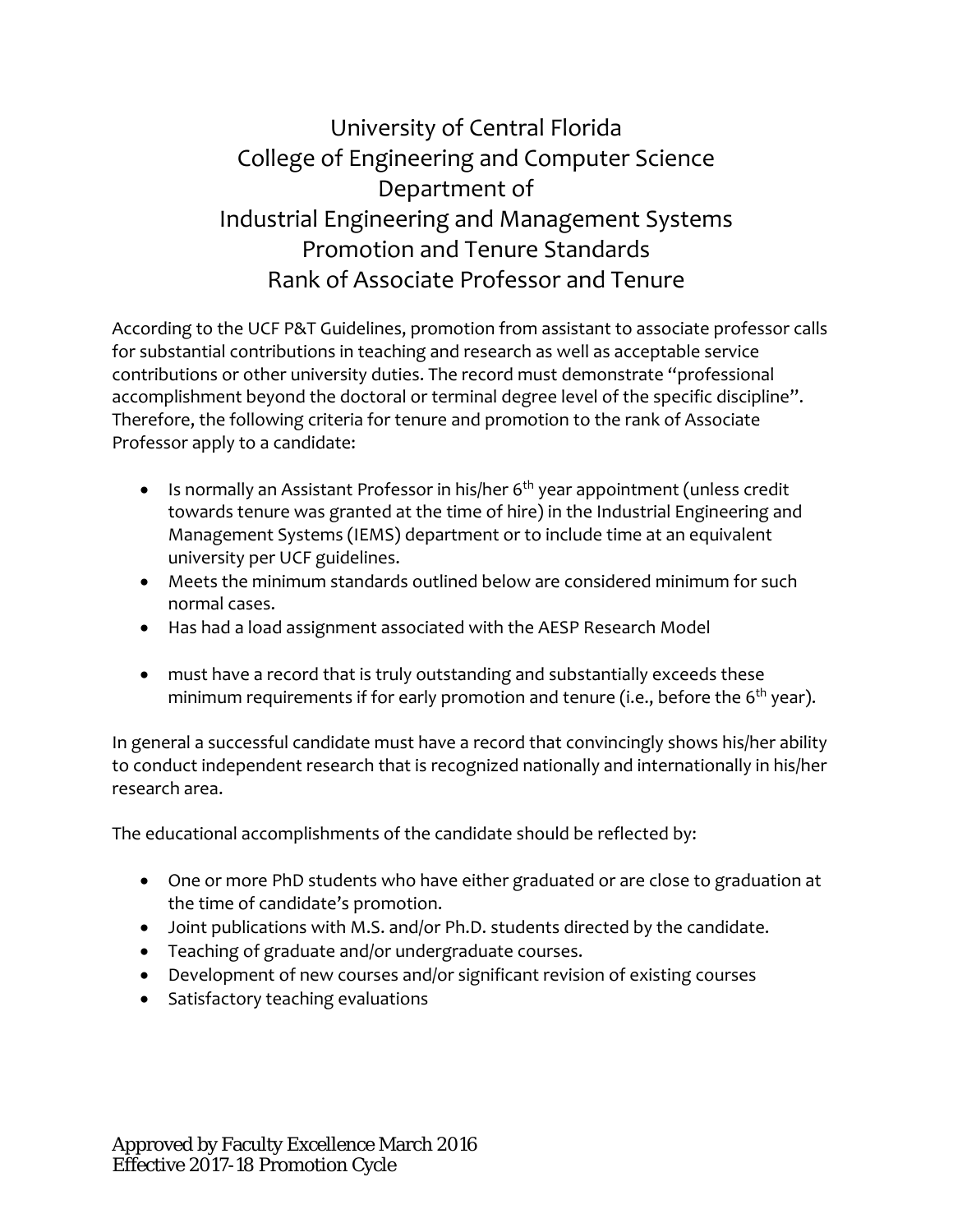# University of Central Florida
# College of Engineering and Computer Science
# Department of
# Industrial Engineering and Management Systems
# Promotion and Tenure Standards
# Rank of Associate Professor and Tenure

According to the UCF P&T Guidelines, promotion from assistant to associate professor calls for substantial contributions in teaching and research as well as acceptable service contributions or other university duties. The record must demonstrate "professional accomplishment beyond the doctoral or terminal degree level of the specific discipline". Therefore, the following criteria for tenure and promotion to the rank of Associate Professor apply to a candidate:

- Is normally an Assistant Professor in his/her 6th year appointment (unless credit towards tenure was granted at the time of hire) in the Industrial Engineering and Management Systems (IEMS) department or to include time at an equivalent university per UCF guidelines.
- Meets the minimum standards outlined below are considered minimum for such normal cases.
- Has had a load assignment associated with the AESP Research Model
- must have a record that is truly outstanding and substantially exceeds these minimum requirements if for early promotion and tenure (i.e., before the 6th year).

In general a successful candidate must have a record that convincingly shows his/her ability to conduct independent research that is recognized nationally and internationally in his/her research area.

The educational accomplishments of the candidate should be reflected by:

- One or more PhD students who have either graduated or are close to graduation at the time of candidate's promotion.
- Joint publications with M.S. and/or Ph.D. students directed by the candidate.
- Teaching of graduate and/or undergraduate courses.
- Development of new courses and/or significant revision of existing courses
- Satisfactory teaching evaluations

Approved by Faculty Excellence March 2016
Effective 2017-18 Promotion Cycle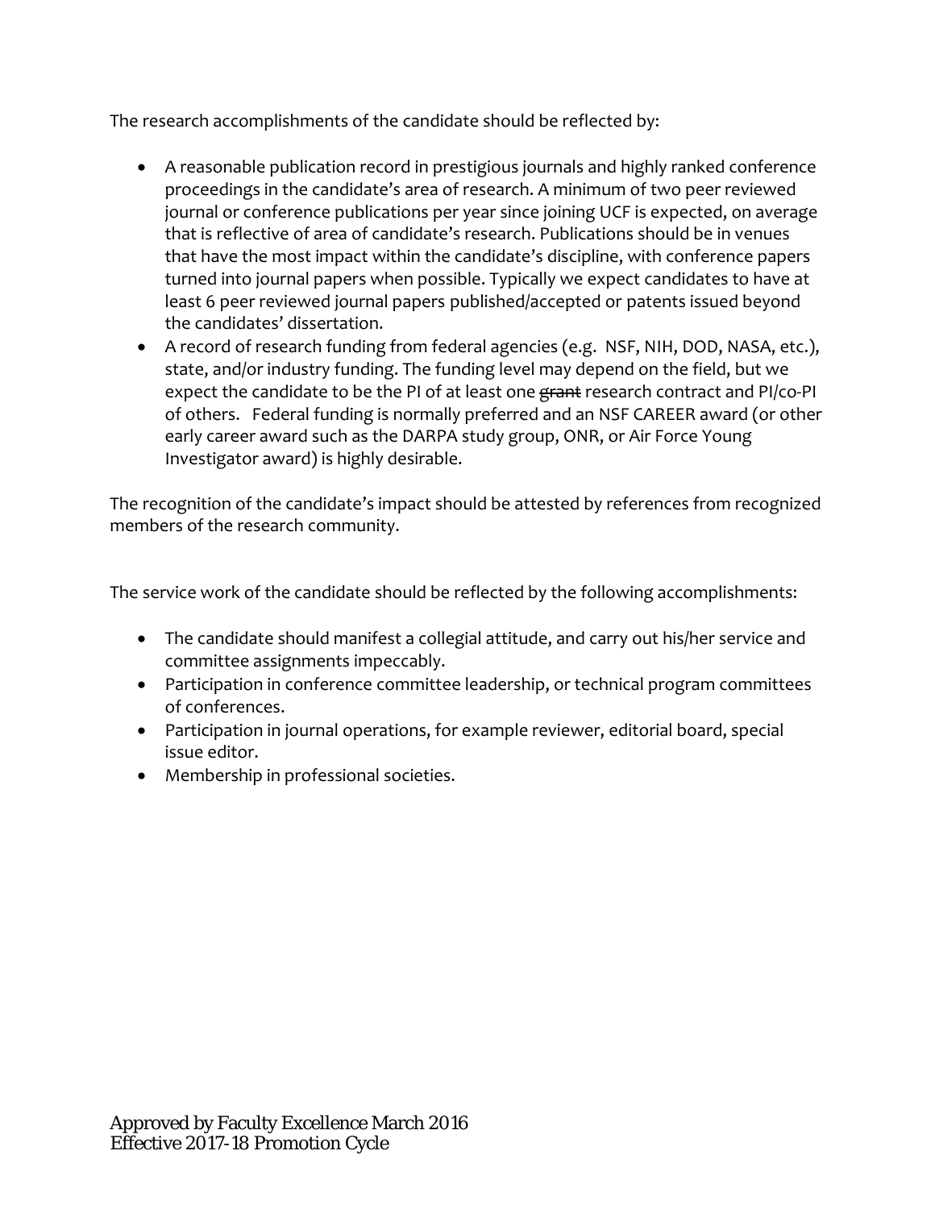The research accomplishments of the candidate should be reflected by:

- A reasonable publication record in prestigious journals and highly ranked conference proceedings in the candidate's area of research. A minimum of two peer reviewed journal or conference publications per year since joining UCF is expected, on average that is reflective of area of candidate's research. Publications should be in venues that have the most impact within the candidate's discipline, with conference papers turned into journal papers when possible. Typically we expect candidates to have at least 6 peer reviewed journal papers published/accepted or patents issued beyond the candidates' dissertation.
- A record of research funding from federal agencies (e.g. NSF, NIH, DOD, NASA, etc.), state, and/or industry funding. The funding level may depend on the field, but we expect the candidate to be the PI of at least one ~~grant~~ research contract and PI/co-PI of others. Federal funding is normally preferred and an NSF CAREER award (or other early career award such as the DARPA study group, ONR, or Air Force Young Investigator award) is highly desirable.

The recognition of the candidate's impact should be attested by references from recognized members of the research community.

The service work of the candidate should be reflected by the following accomplishments:

- The candidate should manifest a collegial attitude, and carry out his/her service and committee assignments impeccably.
- Participation in conference committee leadership, or technical program committees of conferences.
- Participation in journal operations, for example reviewer, editorial board, special issue editor.
- Membership in professional societies.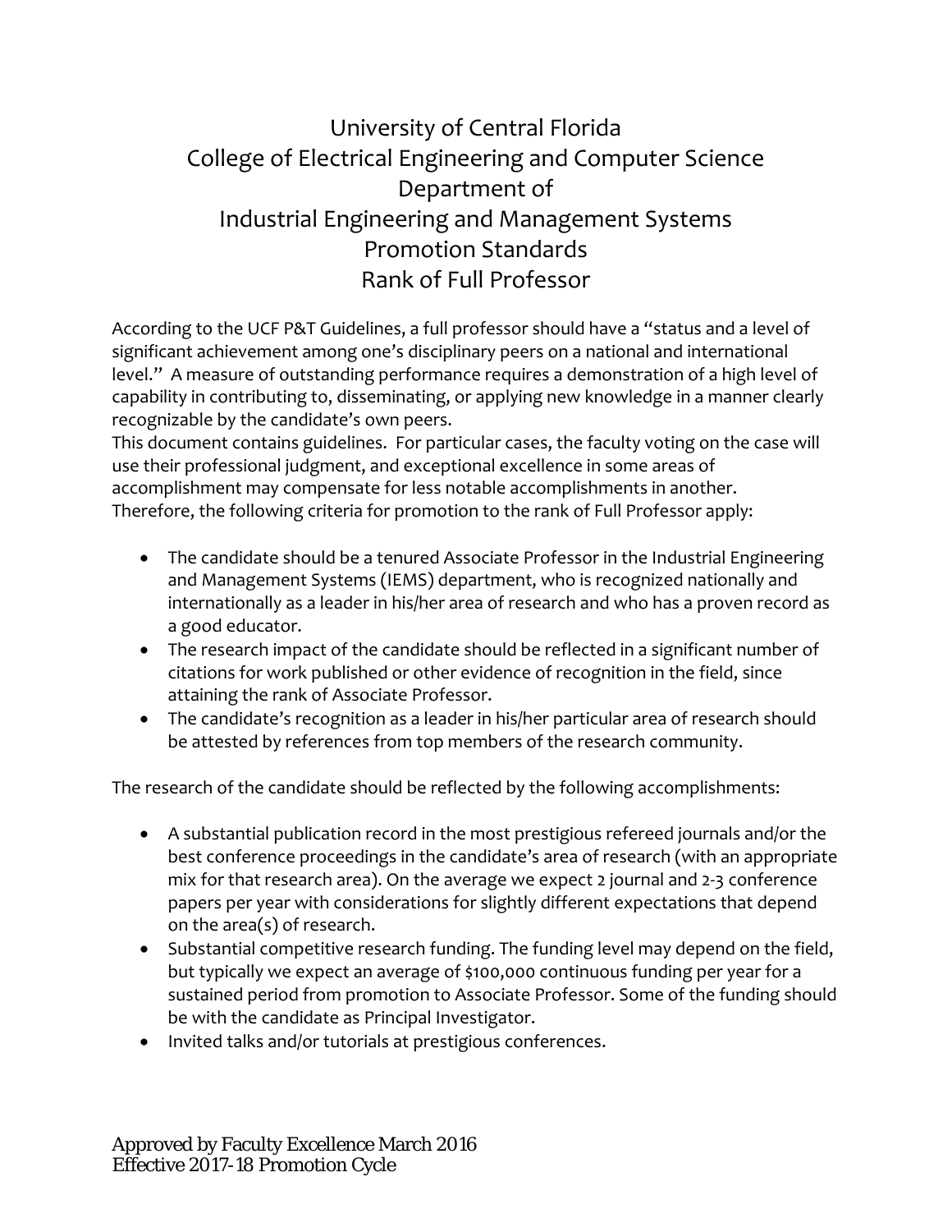# University of Central Florida
# College of Electrical Engineering and Computer Science
# Department of
# Industrial Engineering and Management Systems
# Promotion Standards
# Rank of Full Professor

According to the UCF P&T Guidelines, a full professor should have a "status and a level of significant achievement among one's disciplinary peers on a national and international level." A measure of outstanding performance requires a demonstration of a high level of capability in contributing to, disseminating, or applying new knowledge in a manner clearly recognizable by the candidate's own peers.
This document contains guidelines. For particular cases, the faculty voting on the case will use their professional judgment, and exceptional excellence in some areas of accomplishment may compensate for less notable accomplishments in another.
Therefore, the following criteria for promotion to the rank of Full Professor apply:

- The candidate should be a tenured Associate Professor in the Industrial Engineering and Management Systems (IEMS) department, who is recognized nationally and internationally as a leader in his/her area of research and who has a proven record as a good educator.
- The research impact of the candidate should be reflected in a significant number of citations for work published or other evidence of recognition in the field, since attaining the rank of Associate Professor.
- The candidate's recognition as a leader in his/her particular area of research should be attested by references from top members of the research community.

The research of the candidate should be reflected by the following accomplishments:

- A substantial publication record in the most prestigious refereed journals and/or the best conference proceedings in the candidate's area of research (with an appropriate mix for that research area). On the average we expect 2 journal and 2-3 conference papers per year with considerations for slightly different expectations that depend on the area(s) of research.
- Substantial competitive research funding. The funding level may depend on the field, but typically we expect an average of $100,000 continuous funding per year for a sustained period from promotion to Associate Professor. Some of the funding should be with the candidate as Principal Investigator.
- Invited talks and/or tutorials at prestigious conferences.

Approved by Faculty Excellence March 2016
Effective 2017-18 Promotion Cycle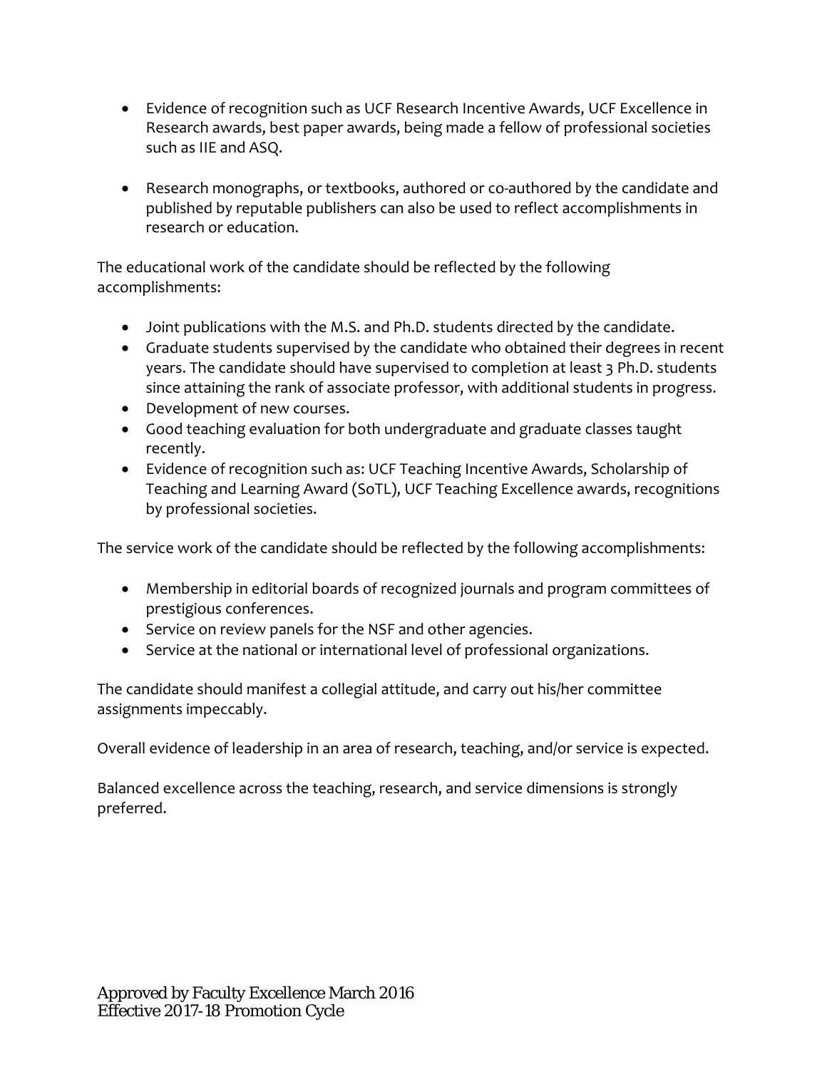- Evidence of recognition such as UCF Research Incentive Awards, UCF Excellence in Research awards, best paper awards, being made a fellow of professional societies such as IIE and ASQ.

- Research monographs, or textbooks, authored or co-authored by the candidate and published by reputable publishers can also be used to reflect accomplishments in research or education.

The educational work of the candidate should be reflected by the following accomplishments:

- Joint publications with the M.S. and Ph.D. students directed by the candidate.
- Graduate students supervised by the candidate who obtained their degrees in recent years. The candidate should have supervised to completion at least 3 Ph.D. students since attaining the rank of associate professor, with additional students in progress.
- Development of new courses.
- Good teaching evaluation for both undergraduate and graduate classes taught recently.
- Evidence of recognition such as: UCF Teaching Incentive Awards, Scholarship of Teaching and Learning Award (SoTL), UCF Teaching Excellence awards, recognitions by professional societies.

The service work of the candidate should be reflected by the following accomplishments:

- Membership in editorial boards of recognized journals and program committees of prestigious conferences.
- Service on review panels for the NSF and other agencies.
- Service at the national or international level of professional organizations.

The candidate should manifest a collegial attitude, and carry out his/her committee assignments impeccably.

Overall evidence of leadership in an area of research, teaching, and/or service is expected.

Balanced excellence across the teaching, research, and service dimensions is strongly preferred.

Approved by Faculty Excellence March 2016
Effective 2017-18 Promotion Cycle